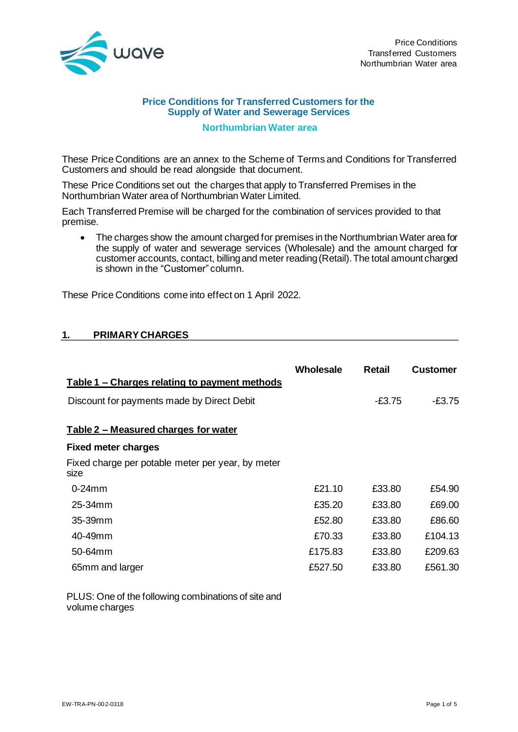# Price Conditions for Transferred Customers for the Supply of Water and Sewerage Services

## Northumbrian Water area

These Price Conditions are an annex to the Scheme of Terms and Conditions for Transferred Customers and should be read alongside that document.

These Price Conditions set out the charges that apply to Transferred Premises in the Northumbrian Water area of Northumbrian Water Limited.

Each Transferred Premise will be charged for the combination of services provided to that premise.

- The charges show the amount charged for premises in the Northumbrian Water area for the supply of water and sewerage services (Wholesale) and the amount charged for customer accounts, contact, billing and meter reading (Retail). The total amount charged is shown in the "Customer" column.

These Price Conditions come into effect on 1 April 2022.

## 1. PRIMARY CHARGES

| | Wholesale | Retail | Customer |
|---|---|---|---|
| **Table 1 – Charges relating to payment methods** | | | |
| Discount for payments made by Direct Debit | | -£3.75 | -£3.75 |
| **Table 2 – Measured charges for water** | | | |
| **Fixed meter charges** | | | |
| Fixed charge per potable meter per year, by meter size | | | |
| 0-24mm | £21.10 | £33.80 | £54.90 |
| 25-34mm | £35.20 | £33.80 | £69.00 |
| 35-39mm | £52.80 | £33.80 | £86.60 |
| 40-49mm | £70.33 | £33.80 | £104.13 |
| 50-64mm | £175.83 | £33.80 | £209.63 |
| 65mm and larger | £527.50 | £33.80 | £561.30 |

PLUS: One of the following combinations of site and volume charges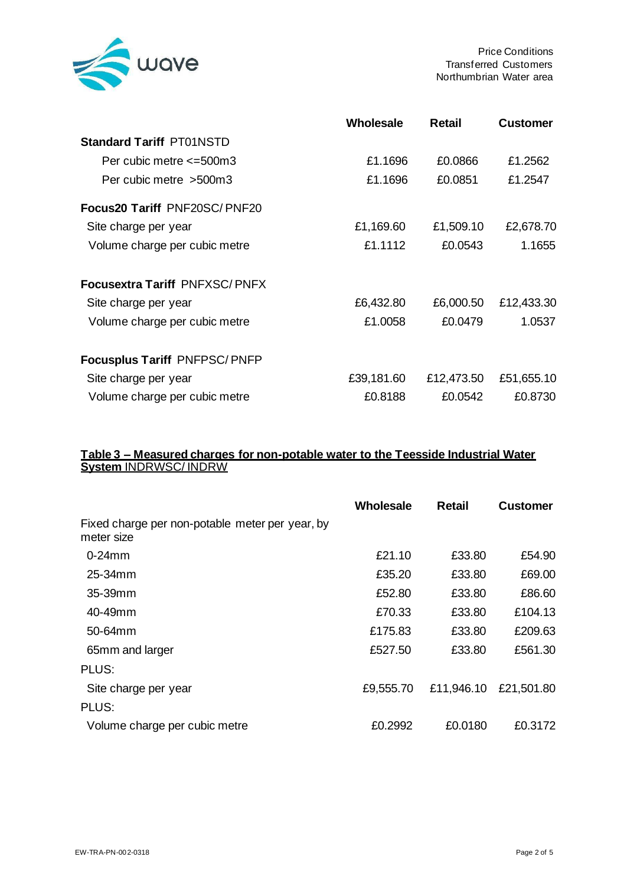| | Wholesale | Retail | Customer |
|---|---|---|---|
| **Standard Tariff** PT01NSTD | | | |
| Per cubic metre <=500m3 | £1.1696 | £0.0866 | £1.2562 |
| Per cubic metre >500m3 | £1.1696 | £0.0851 | £1.2547 |
| **Focus20 Tariff** PNF20SC/ PNF20 | | | |
| Site charge per year | £1,169.60 | £1,509.10 | £2,678.70 |
| Volume charge per cubic metre | £1.1112 | £0.0543 | 1.1655 |
| **Focusextra Tariff** PNFXSC/ PNFX | | | |
| Site charge per year | £6,432.80 | £6,000.50 | £12,433.30 |
| Volume charge per cubic metre | £1.0058 | £0.0479 | 1.0537 |
| **Focusplus Tariff** PNFPSC/ PNFP | | | |
| Site charge per year | £39,181.60 | £12,473.50 | £51,655.10 |
| Volume charge per cubic metre | £0.8188 | £0.0542 | £0.8730 |

**Table 3 – Measured charges for non-potable water to the Teesside Industrial Water System** INDRWSC/ INDRW

| | Wholesale | Retail | Customer |
|---|---|---|---|
| Fixed charge per non-potable meter per year, by meter size | | | |
| 0-24mm | £21.10 | £33.80 | £54.90 |
| 25-34mm | £35.20 | £33.80 | £69.00 |
| 35-39mm | £52.80 | £33.80 | £86.60 |
| 40-49mm | £70.33 | £33.80 | £104.13 |
| 50-64mm | £175.83 | £33.80 | £209.63 |
| 65mm and larger | £527.50 | £33.80 | £561.30 |
| PLUS: | | | |
| Site charge per year | £9,555.70 | £11,946.10 | £21,501.80 |
| PLUS: | | | |
| Volume charge per cubic metre | £0.2992 | £0.0180 | £0.3172 |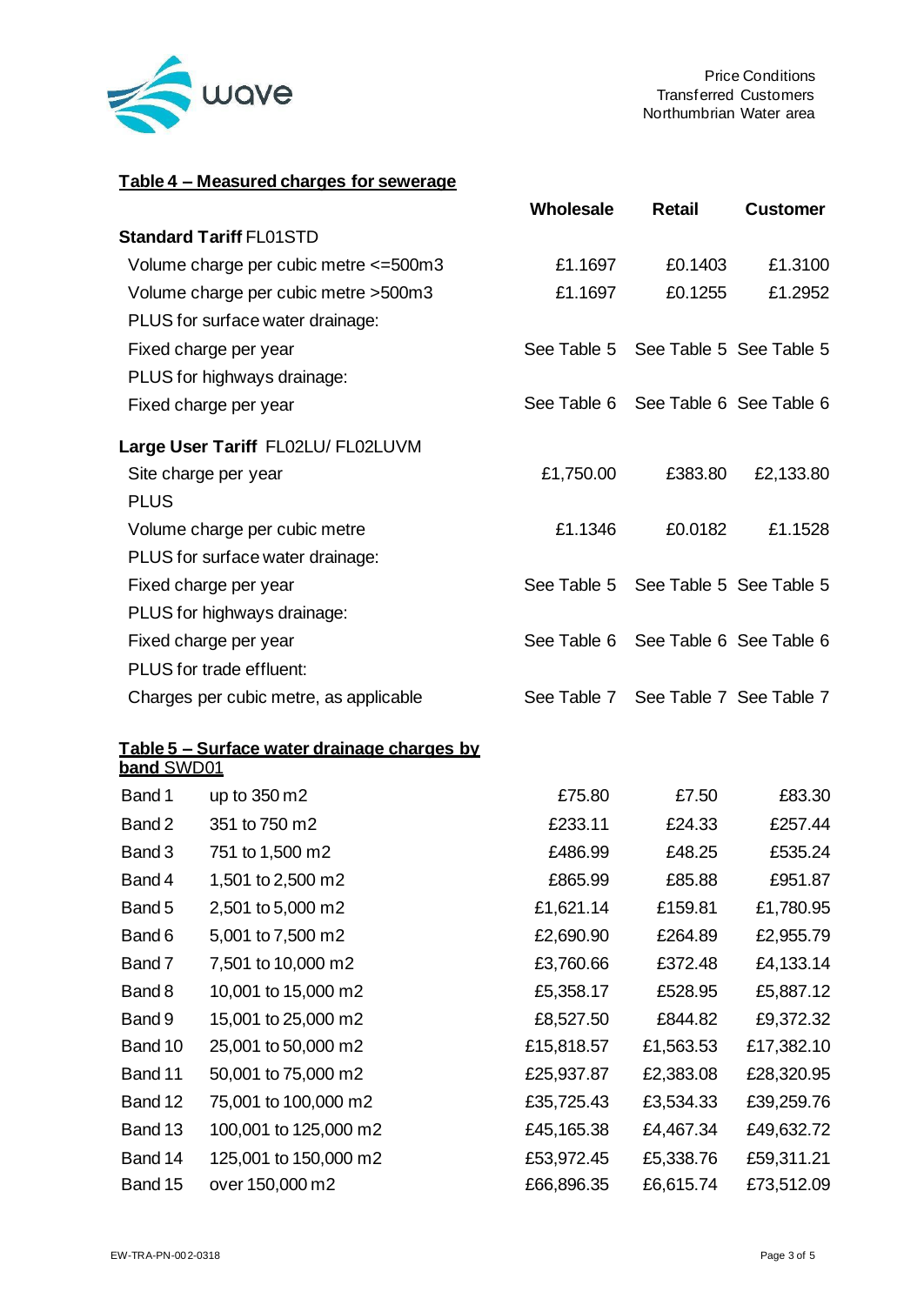Price Conditions
Transferred Customers
Northumbrian Water area

**Table 4 – Measured charges for sewerage**

| | Wholesale | Retail | Customer |
|---|---|---|---|
| **Standard Tariff** FL01STD | | | |
| Volume charge per cubic metre <=500m3 | £1.1697 | £0.1403 | £1.3100 |
| Volume charge per cubic metre >500m3 | £1.1697 | £0.1255 | £1.2952 |
| PLUS for surface water drainage: | | | |
| Fixed charge per year | See Table 5 | See Table 5 | See Table 5 |
| PLUS for highways drainage: | | | |
| Fixed charge per year | See Table 6 | See Table 6 | See Table 6 |
| **Large User Tariff** FL02LU/ FL02LUVM | | | |
| Site charge per year | £1,750.00 | £383.80 | £2,133.80 |
| PLUS | | | |
| Volume charge per cubic metre | £1.1346 | £0.0182 | £1.1528 |
| PLUS for surface water drainage: | | | |
| Fixed charge per year | See Table 5 | See Table 5 | See Table 5 |
| PLUS for highways drainage: | | | |
| Fixed charge per year | See Table 6 | See Table 6 | See Table 6 |
| PLUS for trade effluent: | | | |
| Charges per cubic metre, as applicable | See Table 7 | See Table 7 | See Table 7 |

**Table 5 – Surface water drainage charges by band SWD01**

| | | | | |
|---|---|---|---|---|
| Band 1 | up to 350 m2 | £75.80 | £7.50 | £83.30 |
| Band 2 | 351 to 750 m2 | £233.11 | £24.33 | £257.44 |
| Band 3 | 751 to 1,500 m2 | £486.99 | £48.25 | £535.24 |
| Band 4 | 1,501 to 2,500 m2 | £865.99 | £85.88 | £951.87 |
| Band 5 | 2,501 to 5,000 m2 | £1,621.14 | £159.81 | £1,780.95 |
| Band 6 | 5,001 to 7,500 m2 | £2,690.90 | £264.89 | £2,955.79 |
| Band 7 | 7,501 to 10,000 m2 | £3,760.66 | £372.48 | £4,133.14 |
| Band 8 | 10,001 to 15,000 m2 | £5,358.17 | £528.95 | £5,887.12 |
| Band 9 | 15,001 to 25,000 m2 | £8,527.50 | £844.82 | £9,372.32 |
| Band 10 | 25,001 to 50,000 m2 | £15,818.57 | £1,563.53 | £17,382.10 |
| Band 11 | 50,001 to 75,000 m2 | £25,937.87 | £2,383.08 | £28,320.95 |
| Band 12 | 75,001 to 100,000 m2 | £35,725.43 | £3,534.33 | £39,259.76 |
| Band 13 | 100,001 to 125,000 m2 | £45,165.38 | £4,467.34 | £49,632.72 |
| Band 14 | 125,001 to 150,000 m2 | £53,972.45 | £5,338.76 | £59,311.21 |
| Band 15 | over 150,000 m2 | £66,896.35 | £6,615.74 | £73,512.09 |

EW-TRA-PN-002-0318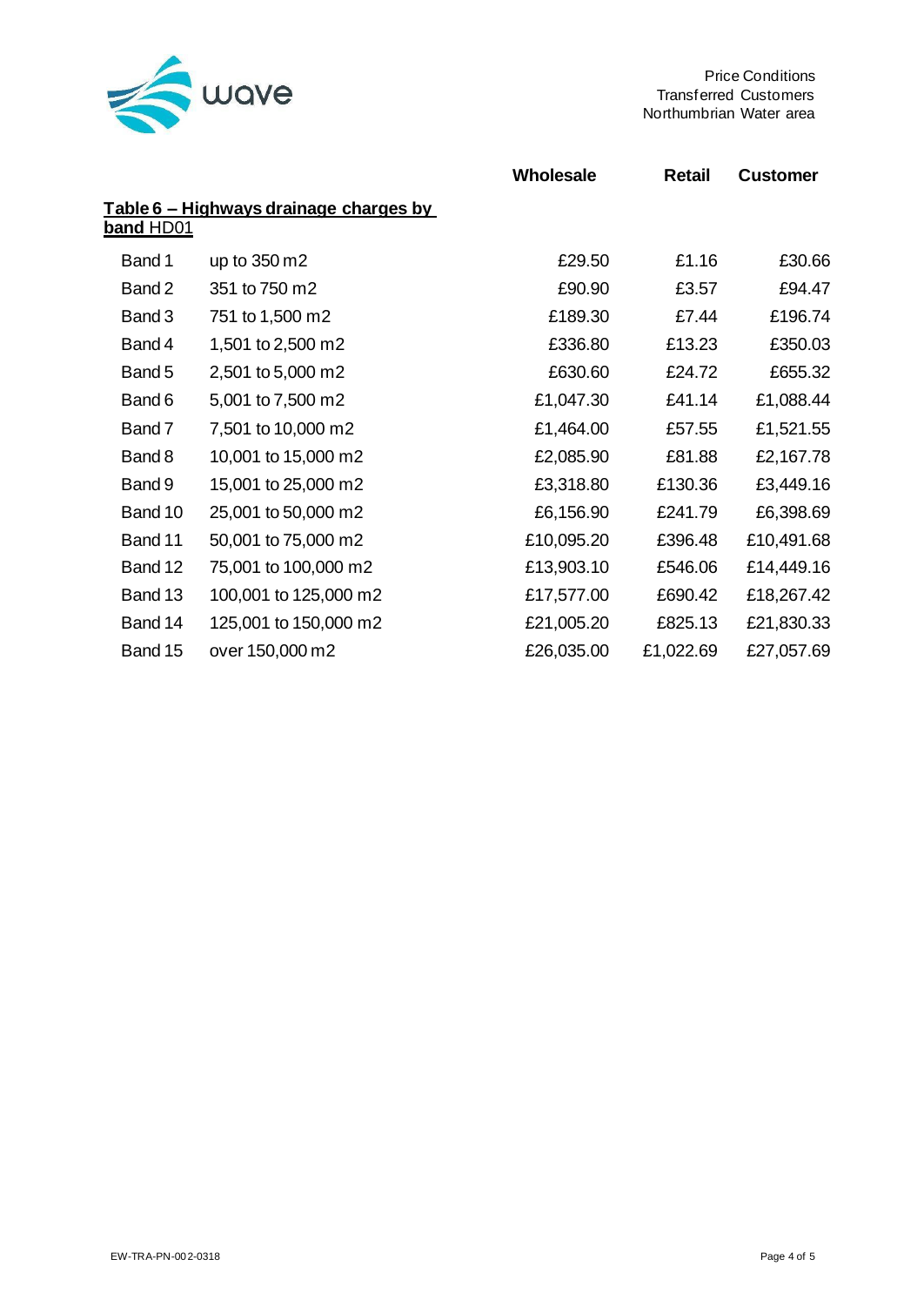Price Conditions
Transferred Customers
Northumbrian Water area

| | | Wholesale | Retail | Customer |
|---|---|---|---|---|
| **Table 6 – Highways drainage charges by band** HD01 | | | | |
| Band 1 | up to 350 m2 | £29.50 | £1.16 | £30.66 |
| Band 2 | 351 to 750 m2 | £90.90 | £3.57 | £94.47 |
| Band 3 | 751 to 1,500 m2 | £189.30 | £7.44 | £196.74 |
| Band 4 | 1,501 to 2,500 m2 | £336.80 | £13.23 | £350.03 |
| Band 5 | 2,501 to 5,000 m2 | £630.60 | £24.72 | £655.32 |
| Band 6 | 5,001 to 7,500 m2 | £1,047.30 | £41.14 | £1,088.44 |
| Band 7 | 7,501 to 10,000 m2 | £1,464.00 | £57.55 | £1,521.55 |
| Band 8 | 10,001 to 15,000 m2 | £2,085.90 | £81.88 | £2,167.78 |
| Band 9 | 15,001 to 25,000 m2 | £3,318.80 | £130.36 | £3,449.16 |
| Band 10 | 25,001 to 50,000 m2 | £6,156.90 | £241.79 | £6,398.69 |
| Band 11 | 50,001 to 75,000 m2 | £10,095.20 | £396.48 | £10,491.68 |
| Band 12 | 75,001 to 100,000 m2 | £13,903.10 | £546.06 | £14,449.16 |
| Band 13 | 100,001 to 125,000 m2 | £17,577.00 | £690.42 | £18,267.42 |
| Band 14 | 125,001 to 150,000 m2 | £21,005.20 | £825.13 | £21,830.33 |
| Band 15 | over 150,000 m2 | £26,035.00 | £1,022.69 | £27,057.69 |

EW-TRA-PN-002-0318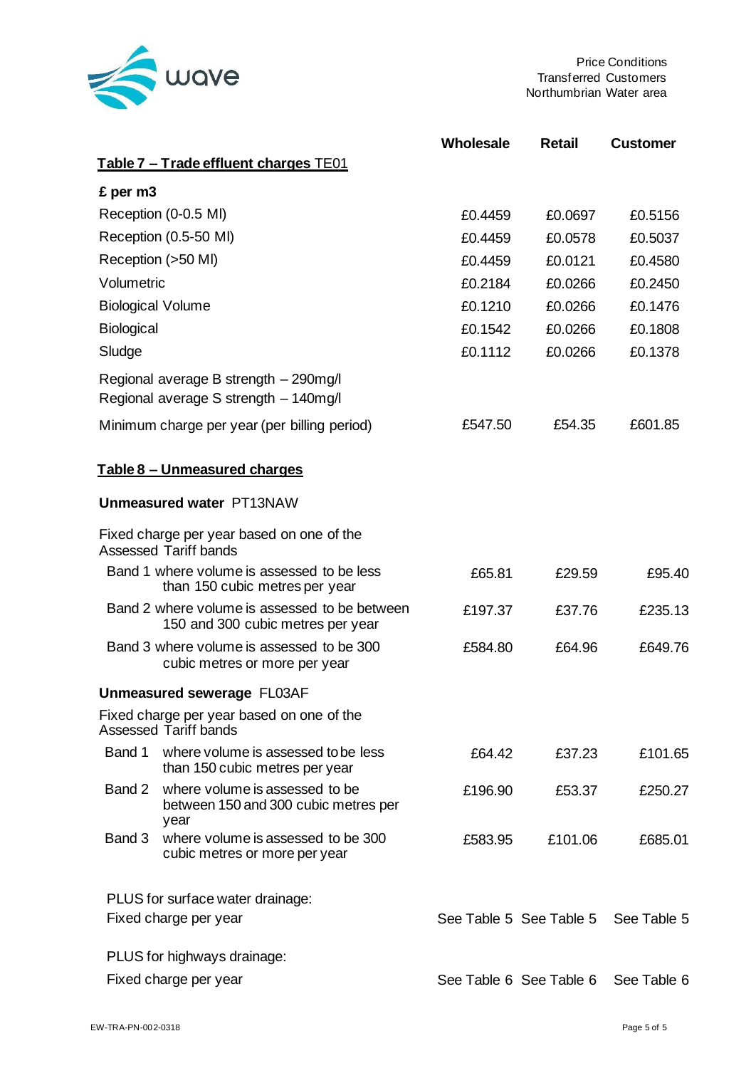| | Wholesale | Retail | Customer |
|---|---|---|---|
| **Table 7 – Trade effluent charges TE01** | | | |
| **£ per m3** | | | |
| Reception (0-0.5 Ml) | £0.4459 | £0.0697 | £0.5156 |
| Reception (0.5-50 Ml) | £0.4459 | £0.0578 | £0.5037 |
| Reception (>50 Ml) | £0.4459 | £0.0121 | £0.4580 |
| Volumetric | £0.2184 | £0.0266 | £0.2450 |
| Biological Volume | £0.1210 | £0.0266 | £0.1476 |
| Biological | £0.1542 | £0.0266 | £0.1808 |
| Sludge | £0.1112 | £0.0266 | £0.1378 |
| Regional average B strength – 290mg/l<br>Regional average S strength – 140mg/l | | | |
| Minimum charge per year (per billing period) | £547.50 | £54.35 | £601.85 |

**Table 8 – Unmeasured charges**

| | Wholesale | Retail | Customer |
|---|---|---|---|
| **Unmeasured water** PT13NAW | | | |
| Fixed charge per year based on one of the Assessed Tariff bands | | | |
| Band 1 where volume is assessed to be less than 150 cubic metres per year | £65.81 | £29.59 | £95.40 |
| Band 2 where volume is assessed to be between 150 and 300 cubic metres per year | £197.37 | £37.76 | £235.13 |
| Band 3 where volume is assessed to be 300 cubic metres or more per year | £584.80 | £64.96 | £649.76 |
| **Unmeasured sewerage** FL03AF | | | |
| Fixed charge per year based on one of the Assessed Tariff bands | | | |
| Band 1 where volume is assessed to be less than 150 cubic metres per year | £64.42 | £37.23 | £101.65 |
| Band 2 where volume is assessed to be between 150 and 300 cubic metres per year | £196.90 | £53.37 | £250.27 |
| Band 3 where volume is assessed to be 300 cubic metres or more per year | £583.95 | £101.06 | £685.01 |
| PLUS for surface water drainage: | | | |
| Fixed charge per year | See Table 5 | See Table 5 | See Table 5 |
| PLUS for highways drainage: | | | |
| Fixed charge per year | See Table 6 | See Table 6 | See Table 6 |

EW-TRA-PN-002-0318